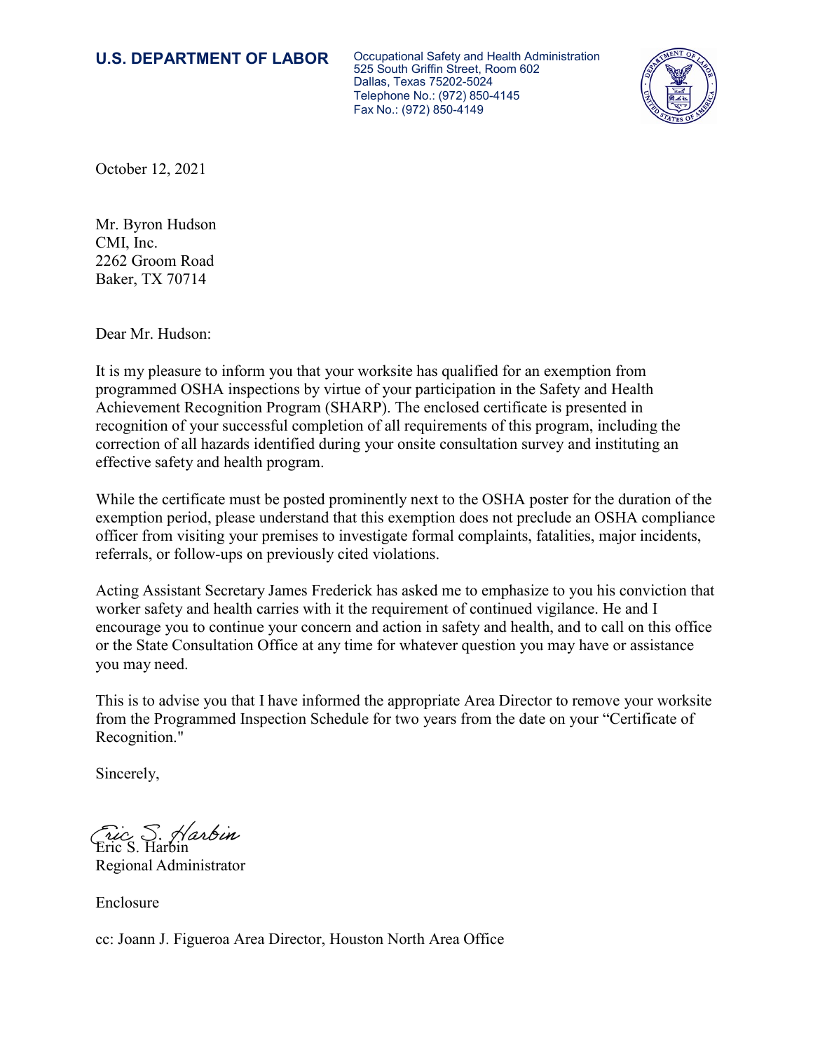**U.S. DEPARTMENT OF LABOR**

Occupational Safety and Health Administration
525 South Griffin Street, Room 602
Dallas, Texas 75202-5024
Telephone No.: (972) 850-4145
Fax No.: (972) 850-4149

October 12, 2021

Mr. Byron Hudson
CMI, Inc.
2262 Groom Road
Baker, TX 70714

Dear Mr. Hudson:

It is my pleasure to inform you that your worksite has qualified for an exemption from programmed OSHA inspections by virtue of your participation in the Safety and Health Achievement Recognition Program (SHARP). The enclosed certificate is presented in recognition of your successful completion of all requirements of this program, including the correction of all hazards identified during your onsite consultation survey and instituting an effective safety and health program.

While the certificate must be posted prominently next to the OSHA poster for the duration of the exemption period, please understand that this exemption does not preclude an OSHA compliance officer from visiting your premises to investigate formal complaints, fatalities, major incidents, referrals, or follow-ups on previously cited violations.

Acting Assistant Secretary James Frederick has asked me to emphasize to you his conviction that worker safety and health carries with it the requirement of continued vigilance. He and I encourage you to continue your concern and action in safety and health, and to call on this office or the State Consultation Office at any time for whatever question you may have or assistance you may need.

This is to advise you that I have informed the appropriate Area Director to remove your worksite from the Programmed Inspection Schedule for two years from the date on your "Certificate of Recognition."

Sincerely,

*Eric S. Harbin*
Eric S. Harbin
Regional Administrator

Enclosure

cc: Joann J. Figueroa Area Director, Houston North Area Office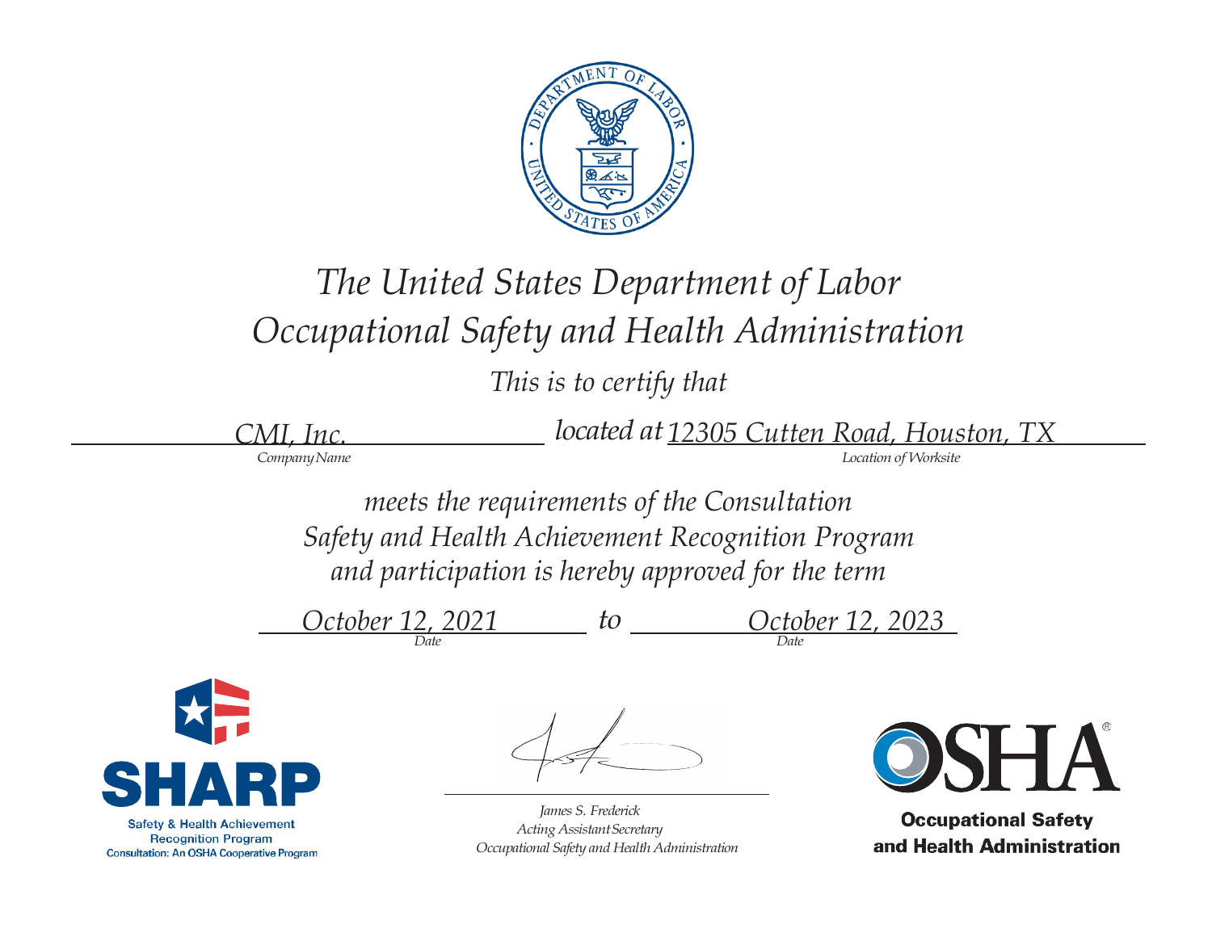*The United States Department of Labor*

*Occupational Safety and Health Administration*

*This is to certify that*

*CMI, Inc.* *located at* *12305 Cutten Road, Houston, TX*

*Company Name* *Location of Worksite*

*meets the requirements of the Consultation*

*Safety and Health Achievement Recognition Program*

*and participation is hereby approved for the term*

*October 12, 2021* *to* *October 12, 2023*

*Date* *Date*

**SHARP**

Safety & Health Achievement Recognition Program

Consultation: An OSHA Cooperative Program

*James S. Frederick*

*Acting Assistant Secretary*

*Occupational Safety and Health Administration*

**OSHA**®

**Occupational Safety and Health Administration**